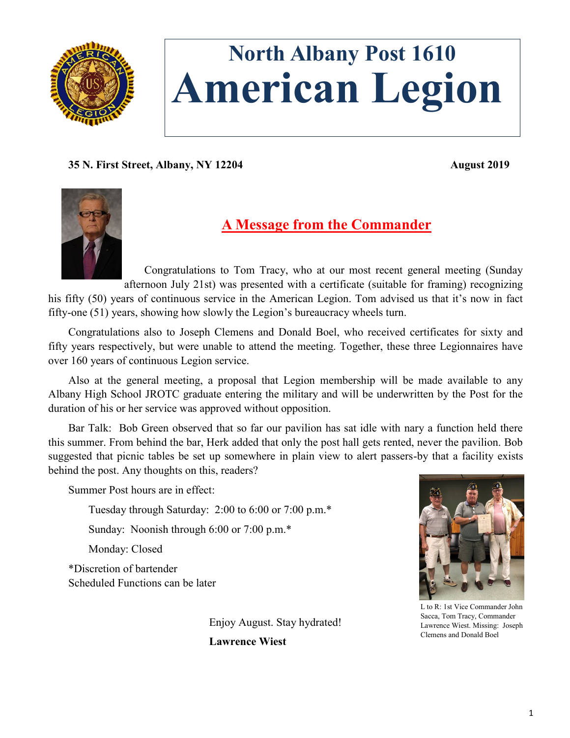# North Albany Post 1610
# American Legion

**35 N. First Street, Albany, NY 12204** **August 2019**

## A Message from the Commander

Congratulations to Tom Tracy, who at our most recent general meeting (Sunday afternoon July 21st) was presented with a certificate (suitable for framing) recognizing his fifty (50) years of continuous service in the American Legion. Tom advised us that it's now in fact fifty-one (51) years, showing how slowly the Legion's bureaucracy wheels turn.

Congratulations also to Joseph Clemens and Donald Boel, who received certificates for sixty and fifty years respectively, but were unable to attend the meeting. Together, these three Legionnaires have over 160 years of continuous Legion service.

Also at the general meeting, a proposal that Legion membership will be made available to any Albany High School JROTC graduate entering the military and will be underwritten by the Post for the duration of his or her service was approved without opposition.

Bar Talk: Bob Green observed that so far our pavilion has sat idle with nary a function held there this summer. From behind the bar, Herk added that only the post hall gets rented, never the pavilion. Bob suggested that picnic tables be set up somewhere in plain view to alert passers-by that a facility exists behind the post. Any thoughts on this, readers?

Summer Post hours are in effect:

Tuesday through Saturday: 2:00 to 6:00 or 7:00 p.m.*

Sunday: Noonish through 6:00 or 7:00 p.m.*

Monday: Closed

*Discretion of bartender
Scheduled Functions can be later

L to R: 1st Vice Commander John Sacca, Tom Tracy, Commander Lawrence Wiest. Missing: Joseph Clemens and Donald Boel

Enjoy August. Stay hydrated!

**Lawrence Wiest**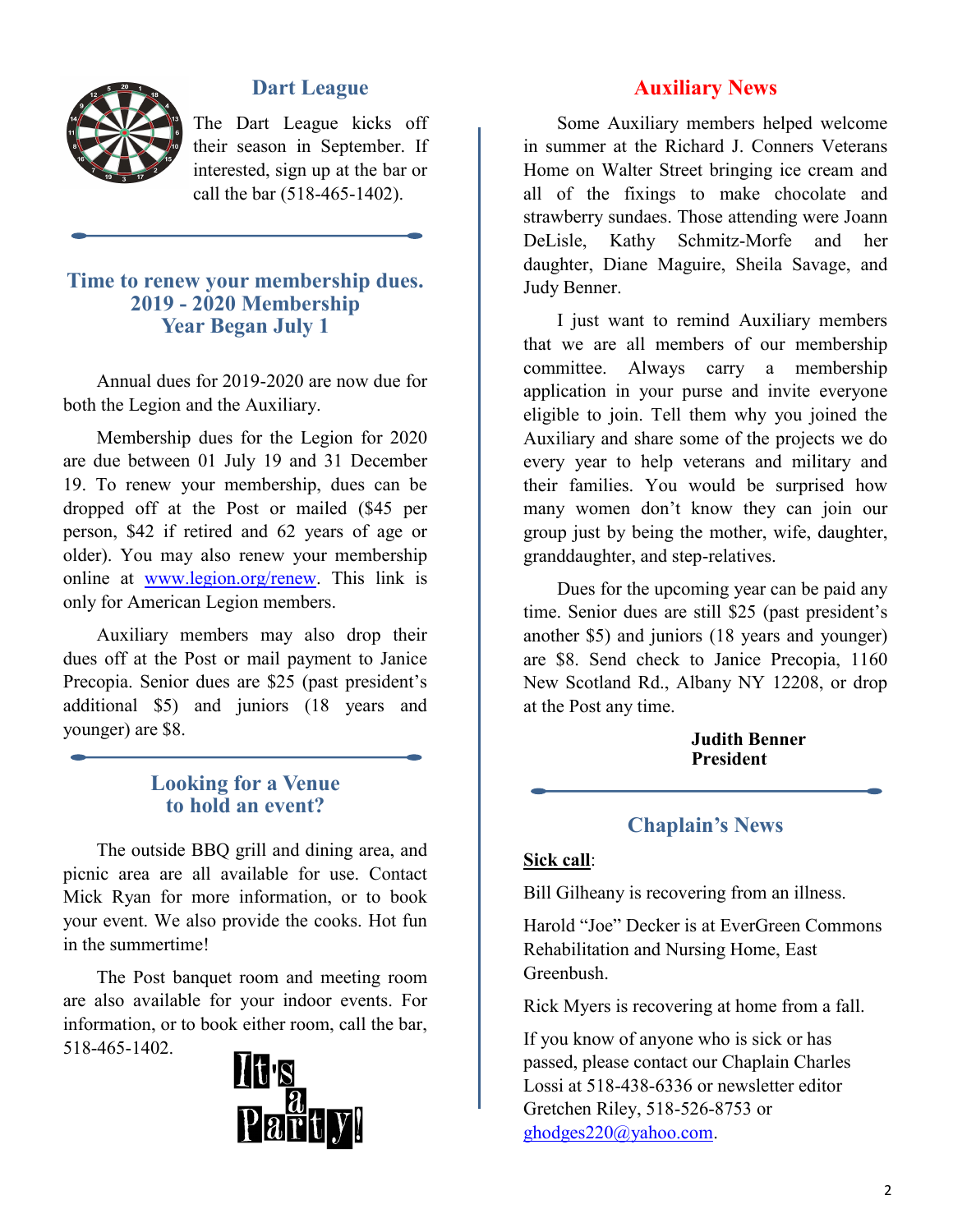## Dart League

The Dart League kicks off their season in September. If interested, sign up at the bar or call the bar (518-465-1402).

## Time to renew your membership dues. 2019 - 2020 Membership Year Began July 1

Annual dues for 2019-2020 are now due for both the Legion and the Auxiliary.

Membership dues for the Legion for 2020 are due between 01 July 19 and 31 December 19. To renew your membership, dues can be dropped off at the Post or mailed ($45 per person, $42 if retired and 62 years of age or older). You may also renew your membership online at www.legion.org/renew. This link is only for American Legion members.

Auxiliary members may also drop their dues off at the Post or mail payment to Janice Precopia. Senior dues are $25 (past president's additional $5) and juniors (18 years and younger) are $8.

## Looking for a Venue to hold an event?

The outside BBQ grill and dining area, and picnic area are all available for use. Contact Mick Ryan for more information, or to book your event. We also provide the cooks. Hot fun in the summertime!

The Post banquet room and meeting room are also available for your indoor events. For information, or to book either room, call the bar, 518-465-1402.

It's a Party!

## Auxiliary News

Some Auxiliary members helped welcome in summer at the Richard J. Conners Veterans Home on Walter Street bringing ice cream and all of the fixings to make chocolate and strawberry sundaes. Those attending were Joann DeLisle, Kathy Schmitz-Morfe and her daughter, Diane Maguire, Sheila Savage, and Judy Benner.

I just want to remind Auxiliary members that we are all members of our membership committee. Always carry a membership application in your purse and invite everyone eligible to join. Tell them why you joined the Auxiliary and share some of the projects we do every year to help veterans and military and their families. You would be surprised how many women don't know they can join our group just by being the mother, wife, daughter, granddaughter, and step-relatives.

Dues for the upcoming year can be paid any time. Senior dues are still $25 (past president's another $5) and juniors (18 years and younger) are $8. Send check to Janice Precopia, 1160 New Scotland Rd., Albany NY 12208, or drop at the Post any time.

**Judith Benner**
**President**

## Chaplain's News

**Sick call**:

Bill Gilheany is recovering from an illness.

Harold "Joe" Decker is at EverGreen Commons Rehabilitation and Nursing Home, East Greenbush.

Rick Myers is recovering at home from a fall.

If you know of anyone who is sick or has passed, please contact our Chaplain Charles Lossi at 518-438-6336 or newsletter editor Gretchen Riley, 518-526-8753 or ghodges220@yahoo.com.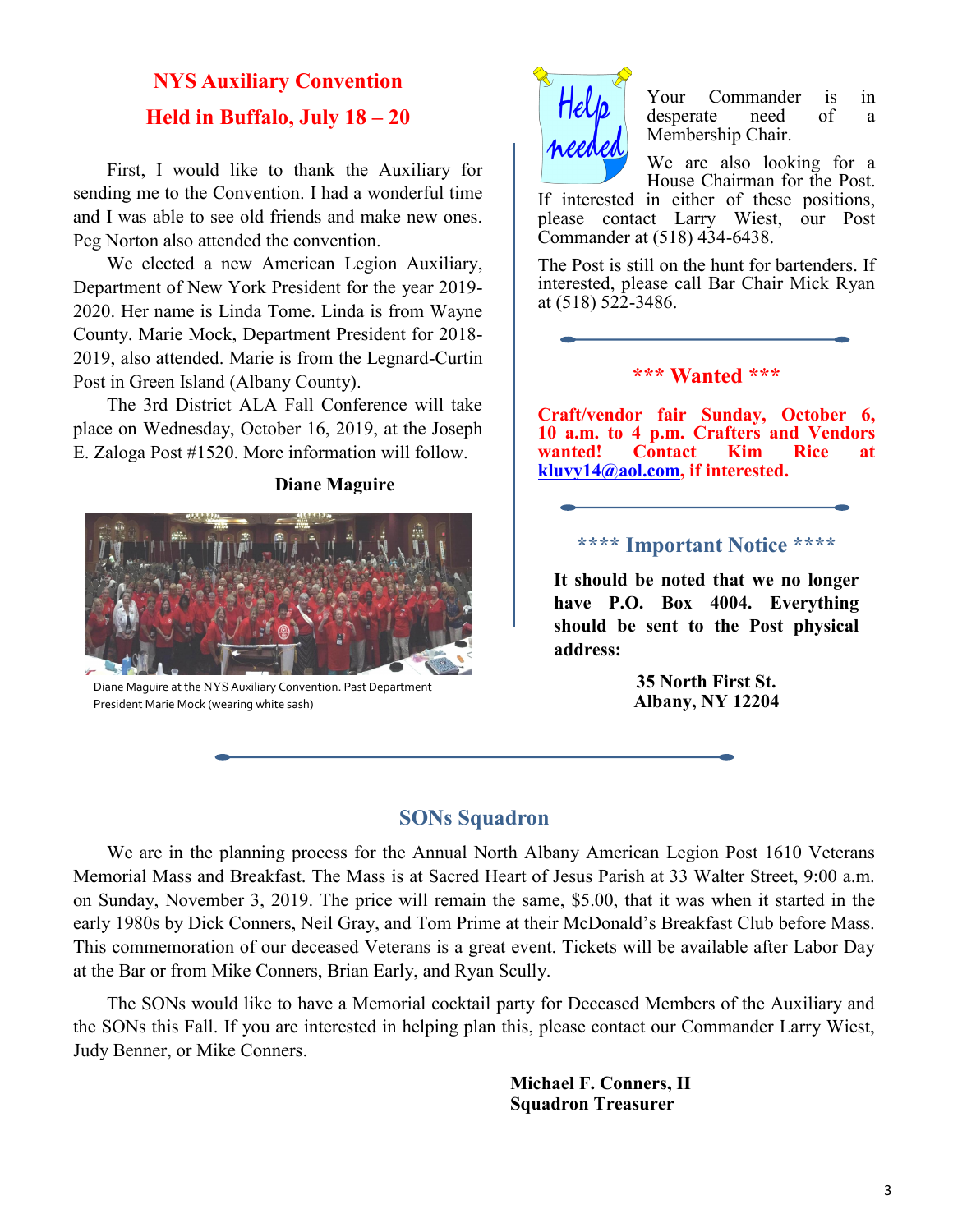## NYS Auxiliary Convention
## Held in Buffalo, July 18 – 20

First, I would like to thank the Auxiliary for sending me to the Convention. I had a wonderful time and I was able to see old friends and make new ones. Peg Norton also attended the convention.

We elected a new American Legion Auxiliary, Department of New York President for the year 2019-2020. Her name is Linda Tome. Linda is from Wayne County. Marie Mock, Department President for 2018-2019, also attended. Marie is from the Legnard-Curtin Post in Green Island (Albany County).

The 3rd District ALA Fall Conference will take place on Wednesday, October 16, 2019, at the Joseph E. Zaloga Post #1520. More information will follow.

**Diane Maguire**

Diane Maguire at the NYS Auxiliary Convention. Past Department President Marie Mock (wearing white sash)

Help needed

Your Commander is in desperate need of a Membership Chair.

We are also looking for a House Chairman for the Post. If interested in either of these positions, please contact Larry Wiest, our Post Commander at (518) 434-6438.

The Post is still on the hunt for bartenders. If interested, please call Bar Chair Mick Ryan at (518) 522-3486.

---

### *** Wanted ***

**Craft/vendor fair Sunday, October 6, 10 a.m. to 4 p.m. Crafters and Vendors wanted! Contact Kim Rice at kluvy14@aol.com, if interested.**

---

### **** Important Notice ****

**It should be noted that we no longer have P.O. Box 4004. Everything should be sent to the Post physical address:**

**35 North First St.**
**Albany, NY 12204**

---

## SONs Squadron

We are in the planning process for the Annual North Albany American Legion Post 1610 Veterans Memorial Mass and Breakfast. The Mass is at Sacred Heart of Jesus Parish at 33 Walter Street, 9:00 a.m. on Sunday, November 3, 2019. The price will remain the same, $5.00, that it was when it started in the early 1980s by Dick Conners, Neil Gray, and Tom Prime at their McDonald's Breakfast Club before Mass. This commemoration of our deceased Veterans is a great event. Tickets will be available after Labor Day at the Bar or from Mike Conners, Brian Early, and Ryan Scully.

The SONs would like to have a Memorial cocktail party for Deceased Members of the Auxiliary and the SONs this Fall. If you are interested in helping plan this, please contact our Commander Larry Wiest, Judy Benner, or Mike Conners.

**Michael F. Conners, II**
**Squadron Treasurer**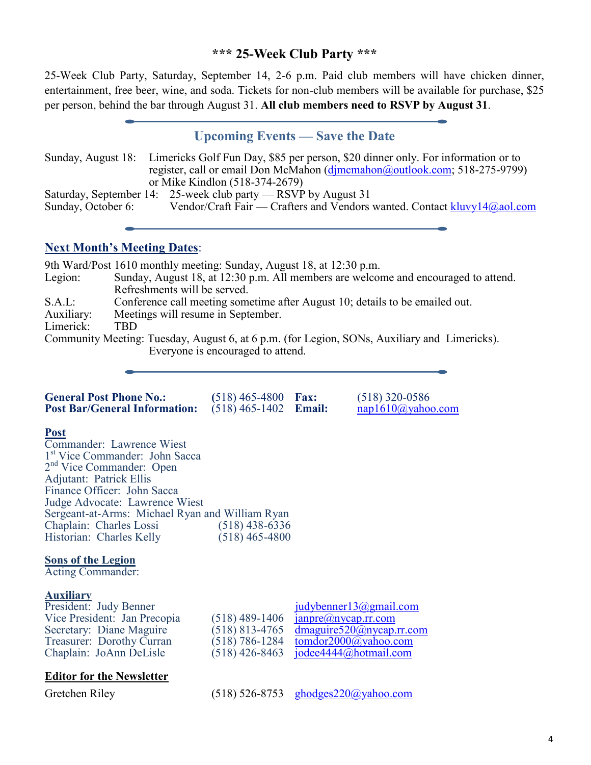## \*\*\* 25-Week Club Party \*\*\*

25-Week Club Party, Saturday, September 14, 2-6 p.m. Paid club members will have chicken dinner, entertainment, free beer, wine, and soda. Tickets for non-club members will be available for purchase, $25 per person, behind the bar through August 31. **All club members need to RSVP by August 31**.

## Upcoming Events — Save the Date

| | |
|---|---|
| Sunday, August 18: | Limericks Golf Fun Day, $85 per person, $20 dinner only. For information or to register, call or email Don McMahon (djmcmahon@outlook.com; 518-275-9799) or Mike Kindlon (518-374-2679) |
| Saturday, September 14: | 25-week club party — RSVP by August 31 |
| Sunday, October 6: | Vendor/Craft Fair — Crafters and Vendors wanted. Contact kluvy14@aol.com |

### Next Month's Meeting Dates:

9th Ward/Post 1610 monthly meeting: Sunday, August 18, at 12:30 p.m.

| | |
|---|---|
| Legion: | Sunday, August 18, at 12:30 p.m. All members are welcome and encouraged to attend. Refreshments will be served. |
| S.A.L: | Conference call meeting sometime after August 10; details to be emailed out. |
| Auxiliary: | Meetings will resume in September. |
| Limerick: | TBD |

Community Meeting: Tuesday, August 6, at 6 p.m. (for Legion, SONs, Auxiliary and Limericks). Everyone is encouraged to attend.

| | | | |
|---|---|---|---|
| **General Post Phone No.:** | (518) 465-4800 | **Fax:** | (518) 320-0586 |
| **Post Bar/General Information:** | (518) 465-1402 | **Email:** | nap1610@yahoo.com |

### Post

Commander: Lawrence Wiest
1st Vice Commander: John Sacca
2nd Vice Commander: Open
Adjutant: Patrick Ellis
Finance Officer: John Sacca
Judge Advocate: Lawrence Wiest
Sergeant-at-Arms: Michael Ryan and William Ryan
Chaplain: Charles Lossi (518) 438-6336
Historian: Charles Kelly (518) 465-4800

### Sons of the Legion

Acting Commander:

### Auxiliary

| | | |
|---|---|---|
| President: Judy Benner | | judybenner13@gmail.com |
| Vice President: Jan Precopia | (518) 489-1406 | janpre@nycap.rr.com |
| Secretary: Diane Maguire | (518) 813-4765 | dmaguire520@nycap.rr.com |
| Treasurer: Dorothy Curran | (518) 786-1284 | tomdor2000@yahoo.com |
| Chaplain: JoAnn DeLisle | (518) 426-8463 | jodee4444@hotmail.com |

### Editor for the Newsletter

Gretchen Riley (518) 526-8753 ghodges220@yahoo.com